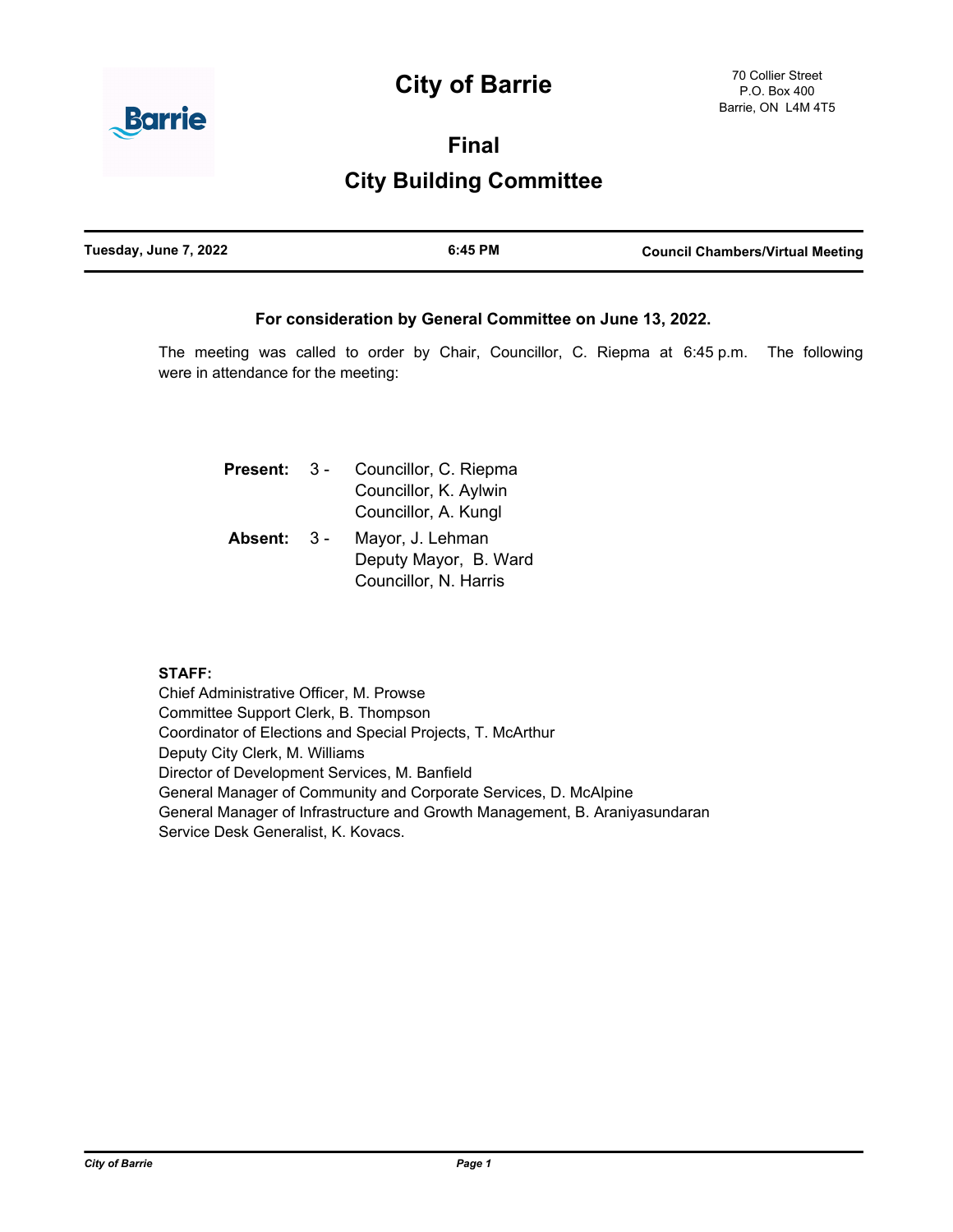# City of Barrie

70 Collier Street
P.O. Box 400
Barrie, ON L4M 4T5

## Final

## City Building Committee

| Tuesday, June 7, 2022 | 6:45 PM | Council Chambers/Virtual Meeting |
|---|---|---|

**For consideration by General Committee on June 13, 2022.**

The meeting was called to order by Chair, Councillor, C. Riepma at 6:45 p.m. The following were in attendance for the meeting:

**Present:** 3 - Councillor, C. Riepma
Councillor, K. Aylwin
Councillor, A. Kungl

**Absent:** 3 - Mayor, J. Lehman
Deputy Mayor, B. Ward
Councillor, N. Harris

**STAFF:**
Chief Administrative Officer, M. Prowse
Committee Support Clerk, B. Thompson
Coordinator of Elections and Special Projects, T. McArthur
Deputy City Clerk, M. Williams
Director of Development Services, M. Banfield
General Manager of Community and Corporate Services, D. McAlpine
General Manager of Infrastructure and Growth Management, B. Araniyasundaran
Service Desk Generalist, K. Kovacs.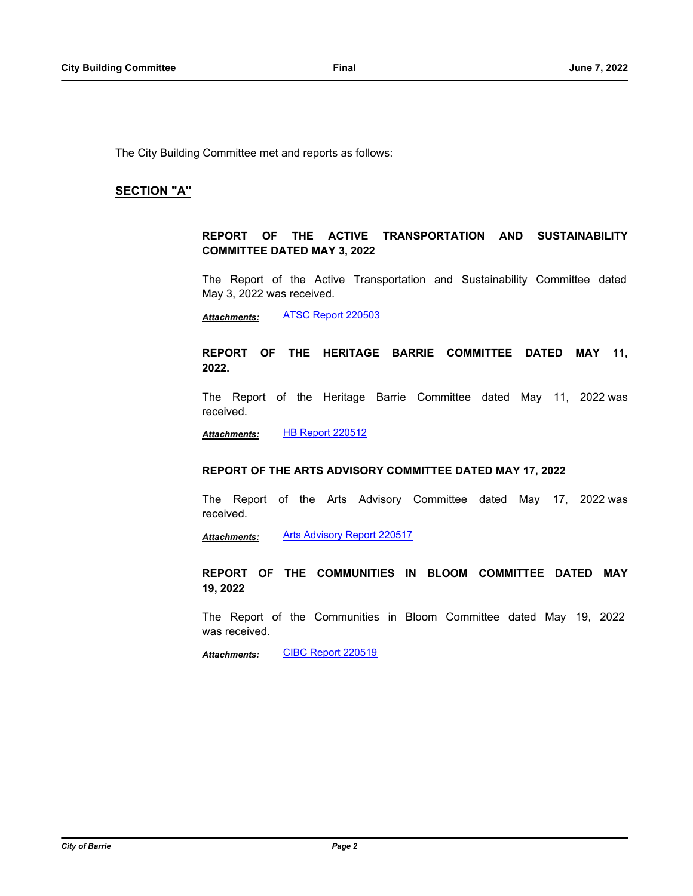The City Building Committee met and reports as follows:

## SECTION "A"

### REPORT OF THE ACTIVE TRANSPORTATION AND SUSTAINABILITY COMMITTEE DATED MAY 3, 2022

The Report of the Active Transportation and Sustainability Committee dated May 3, 2022 was received.

***Attachments:*** ATSC Report 220503

### REPORT OF THE HERITAGE BARRIE COMMITTEE DATED MAY 11, 2022.

The Report of the Heritage Barrie Committee dated May 11, 2022 was received.

***Attachments:*** HB Report 220512

### REPORT OF THE ARTS ADVISORY COMMITTEE DATED MAY 17, 2022

The Report of the Arts Advisory Committee dated May 17, 2022 was received.

***Attachments:*** Arts Advisory Report 220517

### REPORT OF THE COMMUNITIES IN BLOOM COMMITTEE DATED MAY 19, 2022

The Report of the Communities in Bloom Committee dated May 19, 2022 was received.

***Attachments:*** CIBC Report 220519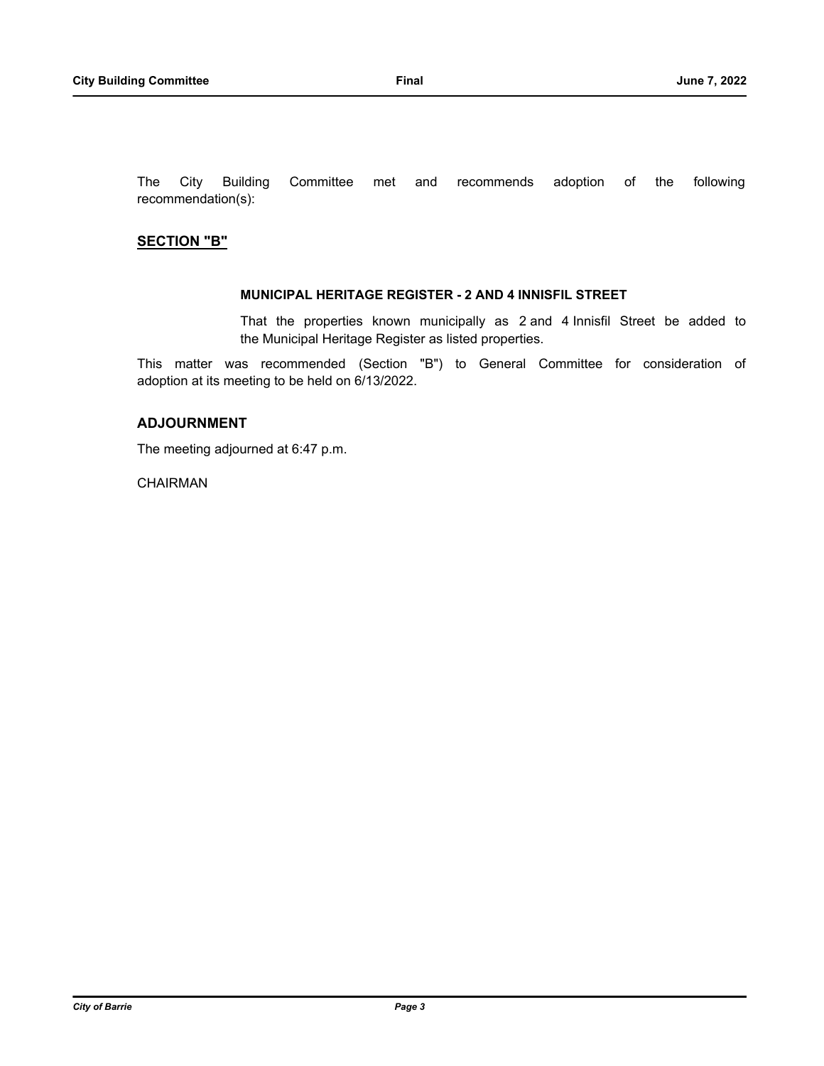The City Building Committee met and recommends adoption of the following recommendation(s):

## SECTION "B"

### MUNICIPAL HERITAGE REGISTER - 2 AND 4 INNISFIL STREET

That the properties known municipally as 2 and 4 Innisfil Street be added to the Municipal Heritage Register as listed properties.

This matter was recommended (Section "B") to General Committee for consideration of adoption at its meeting to be held on 6/13/2022.

## ADJOURNMENT

The meeting adjourned at 6:47 p.m.

CHAIRMAN